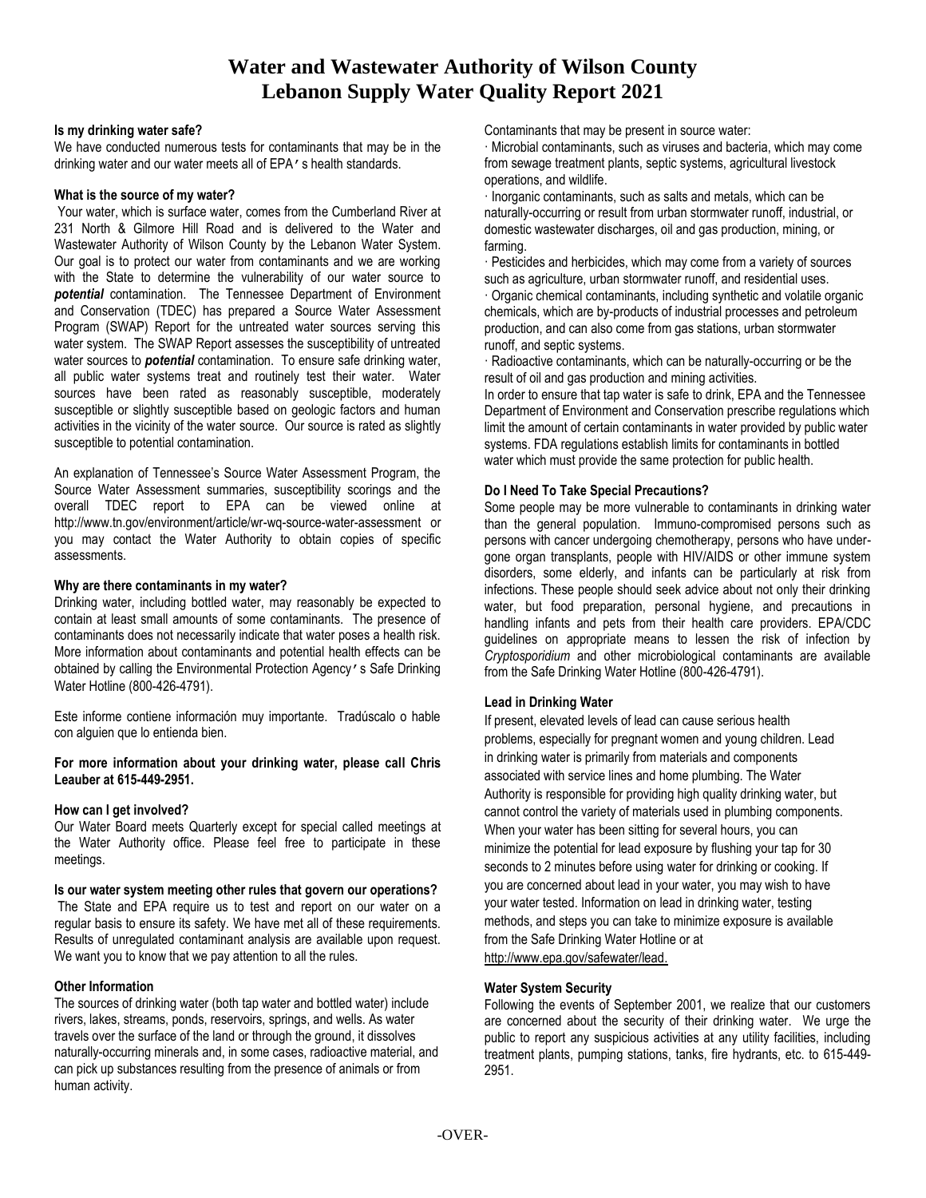# Water and Wastewater Authority of Wilson County
# Lebanon Supply Water Quality Report 2021

**Is my drinking water safe?**

We have conducted numerous tests for contaminants that may be in the drinking water and our water meets all of EPA's health standards.

**What is the source of my water?**

Your water, which is surface water, comes from the Cumberland River at 231 North & Gilmore Hill Road and is delivered to the Water and Wastewater Authority of Wilson County by the Lebanon Water System. Our goal is to protect our water from contaminants and we are working with the State to determine the vulnerability of our water source to ***potential*** contamination. The Tennessee Department of Environment and Conservation (TDEC) has prepared a Source Water Assessment Program (SWAP) Report for the untreated water sources serving this water system. The SWAP Report assesses the susceptibility of untreated water sources to ***potential*** contamination. To ensure safe drinking water, all public water systems treat and routinely test their water. Water sources have been rated as reasonably susceptible, moderately susceptible or slightly susceptible based on geologic factors and human activities in the vicinity of the water source. Our source is rated as slightly susceptible to potential contamination.

An explanation of Tennessee's Source Water Assessment Program, the Source Water Assessment summaries, susceptibility scorings and the overall TDEC report to EPA can be viewed online at http://www.tn.gov/environment/article/wr-wq-source-water-assessment or you may contact the Water Authority to obtain copies of specific assessments.

**Why are there contaminants in my water?**

Drinking water, including bottled water, may reasonably be expected to contain at least small amounts of some contaminants. The presence of contaminants does not necessarily indicate that water poses a health risk. More information about contaminants and potential health effects can be obtained by calling the Environmental Protection Agency's Safe Drinking Water Hotline (800-426-4791).

Este informe contiene información muy importante. Tradúscalo o hable con alguien que lo entienda bien.

**For more information about your drinking water, please call Chris Leauber at 615-449-2951.**

**How can I get involved?**

Our Water Board meets Quarterly except for special called meetings at the Water Authority office. Please feel free to participate in these meetings.

**Is our water system meeting other rules that govern our operations?**

The State and EPA require us to test and report on our water on a regular basis to ensure its safety. We have met all of these requirements. Results of unregulated contaminant analysis are available upon request. We want you to know that we pay attention to all the rules.

**Other Information**

The sources of drinking water (both tap water and bottled water) include rivers, lakes, streams, ponds, reservoirs, springs, and wells. As water travels over the surface of the land or through the ground, it dissolves naturally-occurring minerals and, in some cases, radioactive material, and can pick up substances resulting from the presence of animals or from human activity.

Contaminants that may be present in source water:

· Microbial contaminants, such as viruses and bacteria, which may come from sewage treatment plants, septic systems, agricultural livestock operations, and wildlife.

· Inorganic contaminants, such as salts and metals, which can be naturally-occurring or result from urban stormwater runoff, industrial, or domestic wastewater discharges, oil and gas production, mining, or farming.

· Pesticides and herbicides, which may come from a variety of sources such as agriculture, urban stormwater runoff, and residential uses.

· Organic chemical contaminants, including synthetic and volatile organic chemicals, which are by-products of industrial processes and petroleum production, and can also come from gas stations, urban stormwater runoff, and septic systems.

· Radioactive contaminants, which can be naturally-occurring or be the result of oil and gas production and mining activities.

In order to ensure that tap water is safe to drink, EPA and the Tennessee Department of Environment and Conservation prescribe regulations which limit the amount of certain contaminants in water provided by public water systems. FDA regulations establish limits for contaminants in bottled water which must provide the same protection for public health.

**Do I Need To Take Special Precautions?**

Some people may be more vulnerable to contaminants in drinking water than the general population. Immuno-compromised persons such as persons with cancer undergoing chemotherapy, persons who have undergone organ transplants, people with HIV/AIDS or other immune system disorders, some elderly, and infants can be particularly at risk from infections. These people should seek advice about not only their drinking water, but food preparation, personal hygiene, and precautions in handling infants and pets from their health care providers. EPA/CDC guidelines on appropriate means to lessen the risk of infection by *Cryptosporidium* and other microbiological contaminants are available from the Safe Drinking Water Hotline (800-426-4791).

**Lead in Drinking Water**

If present, elevated levels of lead can cause serious health problems, especially for pregnant women and young children. Lead in drinking water is primarily from materials and components associated with service lines and home plumbing. The Water Authority is responsible for providing high quality drinking water, but cannot control the variety of materials used in plumbing components. When your water has been sitting for several hours, you can minimize the potential for lead exposure by flushing your tap for 30 seconds to 2 minutes before using water for drinking or cooking. If you are concerned about lead in your water, you may wish to have your water tested. Information on lead in drinking water, testing methods, and steps you can take to minimize exposure is available from the Safe Drinking Water Hotline or at http://www.epa.gov/safewater/lead.

**Water System Security**

Following the events of September 2001, we realize that our customers are concerned about the security of their drinking water. We urge the public to report any suspicious activities at any utility facilities, including treatment plants, pumping stations, tanks, fire hydrants, etc. to 615-449-2951.

-OVER-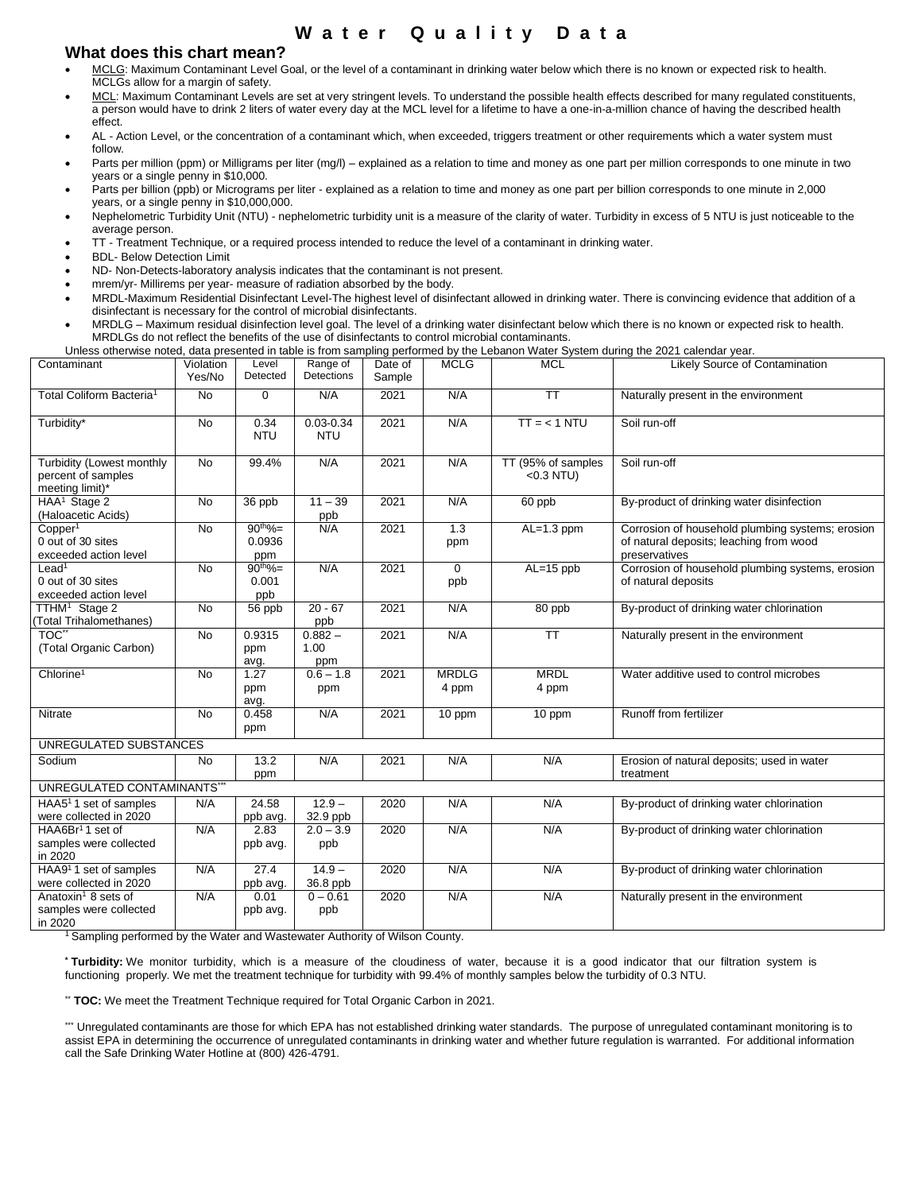# Water Quality Data

## What does this chart mean?

- MCLG: Maximum Contaminant Level Goal, or the level of a contaminant in drinking water below which there is no known or expected risk to health. MCLGs allow for a margin of safety.
- MCL: Maximum Contaminant Levels are set at very stringent levels. To understand the possible health effects described for many regulated constituents, a person would have to drink 2 liters of water every day at the MCL level for a lifetime to have a one-in-a-million chance of having the described health effect.
- AL - Action Level, or the concentration of a contaminant which, when exceeded, triggers treatment or other requirements which a water system must follow.
- Parts per million (ppm) or Milligrams per liter (mg/l) – explained as a relation to time and money as one part per million corresponds to one minute in two years or a single penny in $10,000.
- Parts per billion (ppb) or Micrograms per liter - explained as a relation to time and money as one part per billion corresponds to one minute in 2,000 years, or a single penny in $10,000,000.
- Nephelometric Turbidity Unit (NTU) - nephelometric turbidity unit is a measure of the clarity of water. Turbidity in excess of 5 NTU is just noticeable to the average person.
- TT - Treatment Technique, or a required process intended to reduce the level of a contaminant in drinking water.
- BDL- Below Detection Limit
- ND- Non-Detects-laboratory analysis indicates that the contaminant is not present.
- mrem/yr- Millirems per year- measure of radiation absorbed by the body.
- MRDL-Maximum Residential Disinfectant Level-The highest level of disinfectant allowed in drinking water. There is convincing evidence that addition of a disinfectant is necessary for the control of microbial disinfectants.
- MRDLG – Maximum residual disinfection level goal. The level of a drinking water disinfectant below which there is no known or expected risk to health. MRDLGs do not reflect the benefits of the use of disinfectants to control microbial contaminants.

Unless otherwise noted, data presented in table is from sampling performed by the Lebanon Water System during the 2021 calendar year.

| Contaminant | Violation Yes/No | Level Detected | Range of Detections | Date of Sample | MCLG | MCL | Likely Source of Contamination |
|---|---|---|---|---|---|---|---|
| Total Coliform Bacteria[1] | No | 0 | N/A | 2021 | N/A | TT | Naturally present in the environment |
| Turbidity* | No | 0.34 NTU | 0.03-0.34 NTU | 2021 | N/A | TT = < 1 NTU | Soil run-off |
| Turbidity (Lowest monthly percent of samples meeting limit)* | No | 99.4% | N/A | 2021 | N/A | TT (95% of samples <0.3 NTU) | Soil run-off |
| HAA[1] Stage 2 (Haloacetic Acids) | No | 36 ppb | 11 – 39 ppb | 2021 | N/A | 60 ppb | By-product of drinking water disinfection |
| Copper[1] 0 out of 30 sites exceeded action level | No | 90th%= 0.0936 ppm | N/A | 2021 | 1.3 ppm | AL=1.3 ppm | Corrosion of household plumbing systems; erosion of natural deposits; leaching from wood preservatives |
| Lead[1] 0 out of 30 sites exceeded action level | No | 90th%= 0.001 ppb | N/A | 2021 | 0 ppb | AL=15 ppb | Corrosion of household plumbing systems, erosion of natural deposits |
| TTHM[1] Stage 2 (Total Trihalomethanes) | No | 56 ppb | 20 - 67 ppb | 2021 | N/A | 80 ppb | By-product of drinking water chlorination |
| TOC** (Total Organic Carbon) | No | 0.9315 ppm avg. | 0.882 – 1.00 ppm | 2021 | N/A | TT | Naturally present in the environment |
| Chlorine[1] | No | 1.27 ppm avg. | 0.6 – 1.8 ppm | 2021 | MRDLG 4 ppm | MRDL 4 ppm | Water additive used to control microbes |
| Nitrate | No | 0.458 ppm | N/A | 2021 | 10 ppm | 10 ppm | Runoff from fertilizer |
| UNREGULATED SUBSTANCES | | | | | | | |
| Sodium | No | 13.2 ppm | N/A | 2021 | N/A | N/A | Erosion of natural deposits; used in water treatment |
| UNREGULATED CONTAMINANTS*** | | | | | | | |
| HAA5[1] 1 set of samples were collected in 2020 | N/A | 24.58 ppb avg. | 12.9 – 32.9 ppb | 2020 | N/A | N/A | By-product of drinking water chlorination |
| HAA6Br[1] 1 set of samples were collected in 2020 | N/A | 2.83 ppb avg. | 2.0 – 3.9 ppb | 2020 | N/A | N/A | By-product of drinking water chlorination |
| HAA9[1] 1 set of samples were collected in 2020 | N/A | 27.4 ppb avg. | 14.9 – 36.8 ppb | 2020 | N/A | N/A | By-product of drinking water chlorination |
| Anatoxin[1] 8 sets of samples were collected in 2020 | N/A | 0.01 ppb avg. | 0 – 0.61 ppb | 2020 | N/A | N/A | Naturally present in the environment |

[1] Sampling performed by the Water and Wastewater Authority of Wilson County.

* **Turbidity:** We monitor turbidity, which is a measure of the cloudiness of water, because it is a good indicator that our filtration system is functioning properly. We met the treatment technique for turbidity with 99.4% of monthly samples below the turbidity of 0.3 NTU.

** **TOC:** We meet the Treatment Technique required for Total Organic Carbon in 2021.

*** Unregulated contaminants are those for which EPA has not established drinking water standards. The purpose of unregulated contaminant monitoring is to assist EPA in determining the occurrence of unregulated contaminants in drinking water and whether future regulation is warranted. For additional information call the Safe Drinking Water Hotline at (800) 426-4791.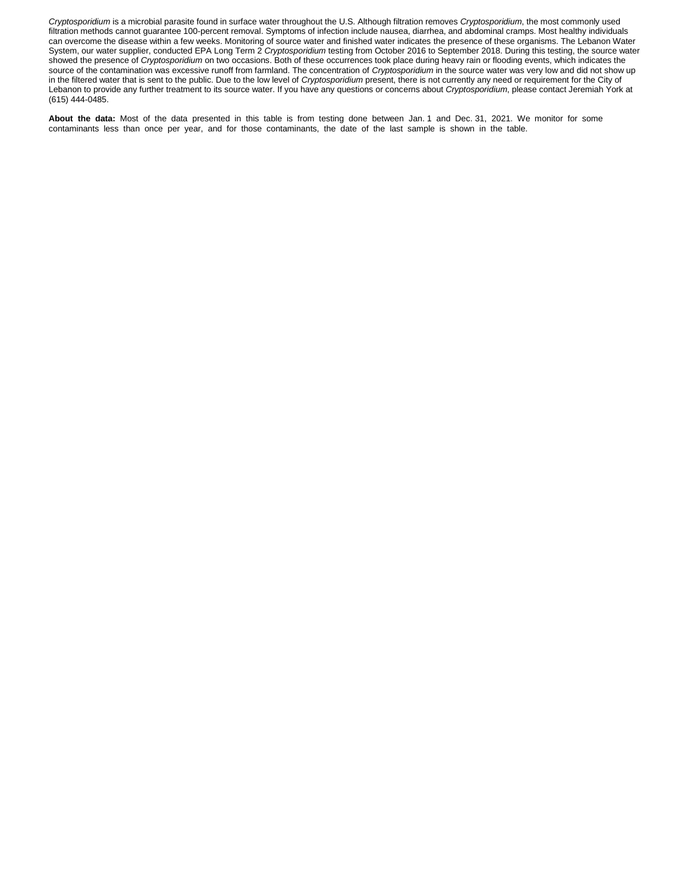*Cryptosporidium* is a microbial parasite found in surface water throughout the U.S. Although filtration removes *Cryptosporidium*, the most commonly used filtration methods cannot guarantee 100-percent removal. Symptoms of infection include nausea, diarrhea, and abdominal cramps. Most healthy individuals can overcome the disease within a few weeks. Monitoring of source water and finished water indicates the presence of these organisms. The Lebanon Water System, our water supplier, conducted EPA Long Term 2 *Cryptosporidium* testing from October 2016 to September 2018. During this testing, the source water showed the presence of *Cryptosporidium* on two occasions. Both of these occurrences took place during heavy rain or flooding events, which indicates the source of the contamination was excessive runoff from farmland. The concentration of *Cryptosporidium* in the source water was very low and did not show up in the filtered water that is sent to the public. Due to the low level of *Cryptosporidium* present, there is not currently any need or requirement for the City of Lebanon to provide any further treatment to its source water. If you have any questions or concerns about *Cryptosporidium*, please contact Jeremiah York at (615) 444-0485.

**About the data:** Most of the data presented in this table is from testing done between Jan. 1 and Dec. 31, 2021. We monitor for some contaminants less than once per year, and for those contaminants, the date of the last sample is shown in the table.